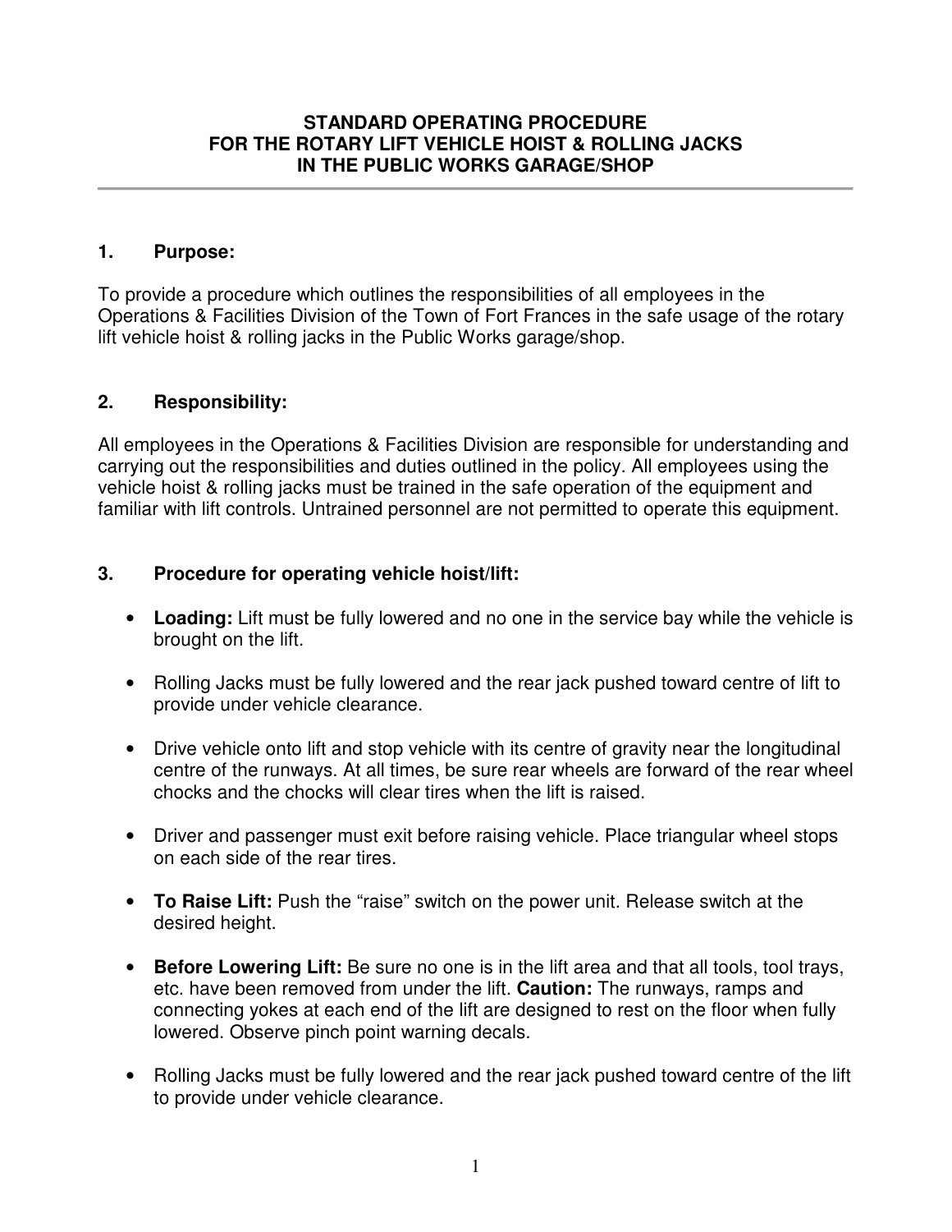# STANDARD OPERATING PROCEDURE
# FOR THE ROTARY LIFT VEHICLE HOIST & ROLLING JACKS
# IN THE PUBLIC WORKS GARAGE/SHOP

---

## 1. Purpose:

To provide a procedure which outlines the responsibilities of all employees in the Operations & Facilities Division of the Town of Fort Frances in the safe usage of the rotary lift vehicle hoist & rolling jacks in the Public Works garage/shop.

## 2. Responsibility:

All employees in the Operations & Facilities Division are responsible for understanding and carrying out the responsibilities and duties outlined in the policy. All employees using the vehicle hoist & rolling jacks must be trained in the safe operation of the equipment and familiar with lift controls. Untrained personnel are not permitted to operate this equipment.

## 3. Procedure for operating vehicle hoist/lift:

- **Loading:** Lift must be fully lowered and no one in the service bay while the vehicle is brought on the lift.
- Rolling Jacks must be fully lowered and the rear jack pushed toward centre of lift to provide under vehicle clearance.
- Drive vehicle onto lift and stop vehicle with its centre of gravity near the longitudinal centre of the runways. At all times, be sure rear wheels are forward of the rear wheel chocks and the chocks will clear tires when the lift is raised.
- Driver and passenger must exit before raising vehicle. Place triangular wheel stops on each side of the rear tires.
- **To Raise Lift:** Push the "raise" switch on the power unit. Release switch at the desired height.
- **Before Lowering Lift:** Be sure no one is in the lift area and that all tools, tool trays, etc. have been removed from under the lift. **Caution:** The runways, ramps and connecting yokes at each end of the lift are designed to rest on the floor when fully lowered. Observe pinch point warning decals.
- Rolling Jacks must be fully lowered and the rear jack pushed toward centre of the lift to provide under vehicle clearance.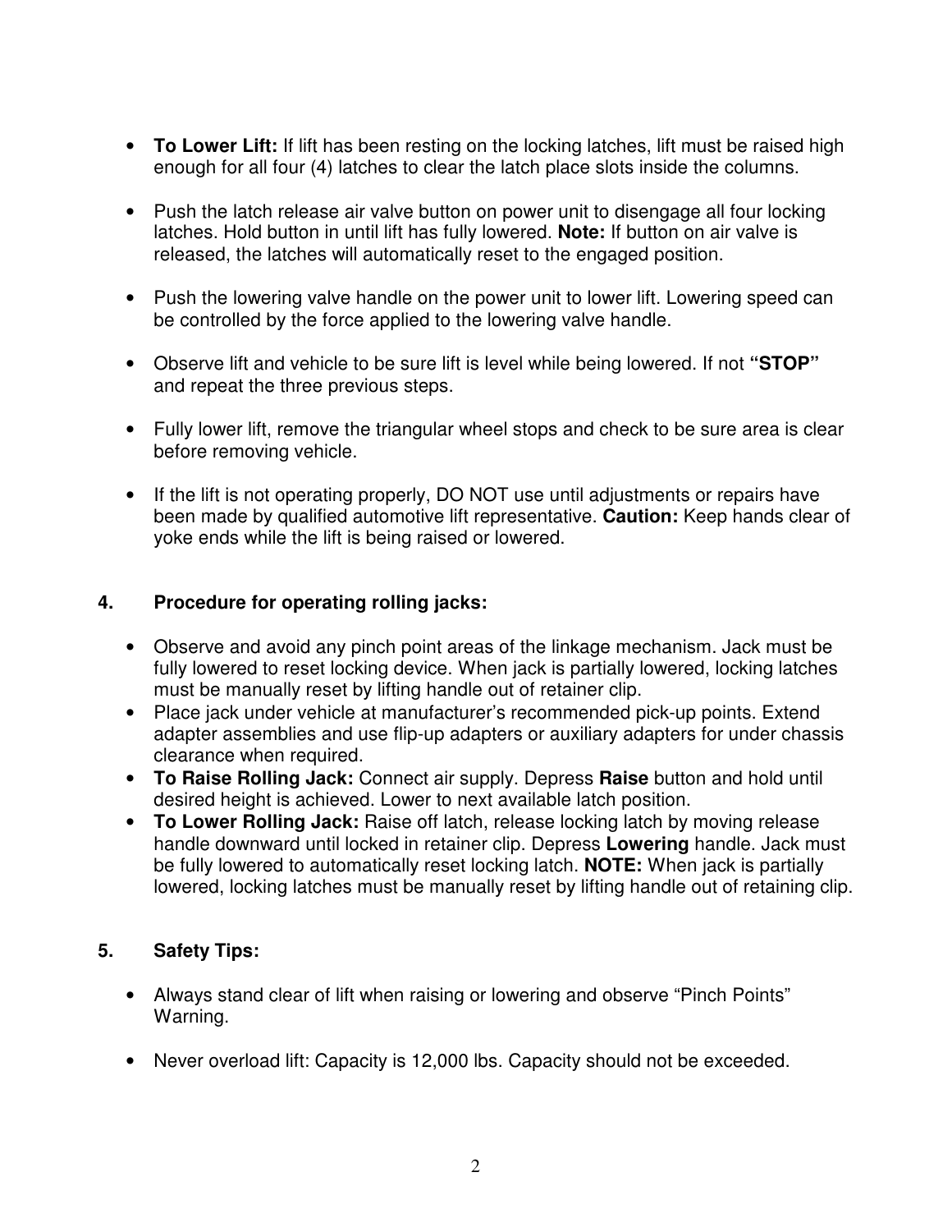- **To Lower Lift:** If lift has been resting on the locking latches, lift must be raised high enough for all four (4) latches to clear the latch place slots inside the columns.

- Push the latch release air valve button on power unit to disengage all four locking latches. Hold button in until lift has fully lowered. **Note:** If button on air valve is released, the latches will automatically reset to the engaged position.

- Push the lowering valve handle on the power unit to lower lift. Lowering speed can be controlled by the force applied to the lowering valve handle.

- Observe lift and vehicle to be sure lift is level while being lowered. If not **"STOP"** and repeat the three previous steps.

- Fully lower lift, remove the triangular wheel stops and check to be sure area is clear before removing vehicle.

- If the lift is not operating properly, DO NOT use until adjustments or repairs have been made by qualified automotive lift representative. **Caution:** Keep hands clear of yoke ends while the lift is being raised or lowered.

## 4. Procedure for operating rolling jacks:

- Observe and avoid any pinch point areas of the linkage mechanism. Jack must be fully lowered to reset locking device. When jack is partially lowered, locking latches must be manually reset by lifting handle out of retainer clip.
- Place jack under vehicle at manufacturer's recommended pick-up points. Extend adapter assemblies and use flip-up adapters or auxiliary adapters for under chassis clearance when required.
- **To Raise Rolling Jack:** Connect air supply. Depress **Raise** button and hold until desired height is achieved. Lower to next available latch position.
- **To Lower Rolling Jack:** Raise off latch, release locking latch by moving release handle downward until locked in retainer clip. Depress **Lowering** handle. Jack must be fully lowered to automatically reset locking latch. **NOTE:** When jack is partially lowered, locking latches must be manually reset by lifting handle out of retaining clip.

## 5. Safety Tips:

- Always stand clear of lift when raising or lowering and observe "Pinch Points" Warning.

- Never overload lift: Capacity is 12,000 lbs. Capacity should not be exceeded.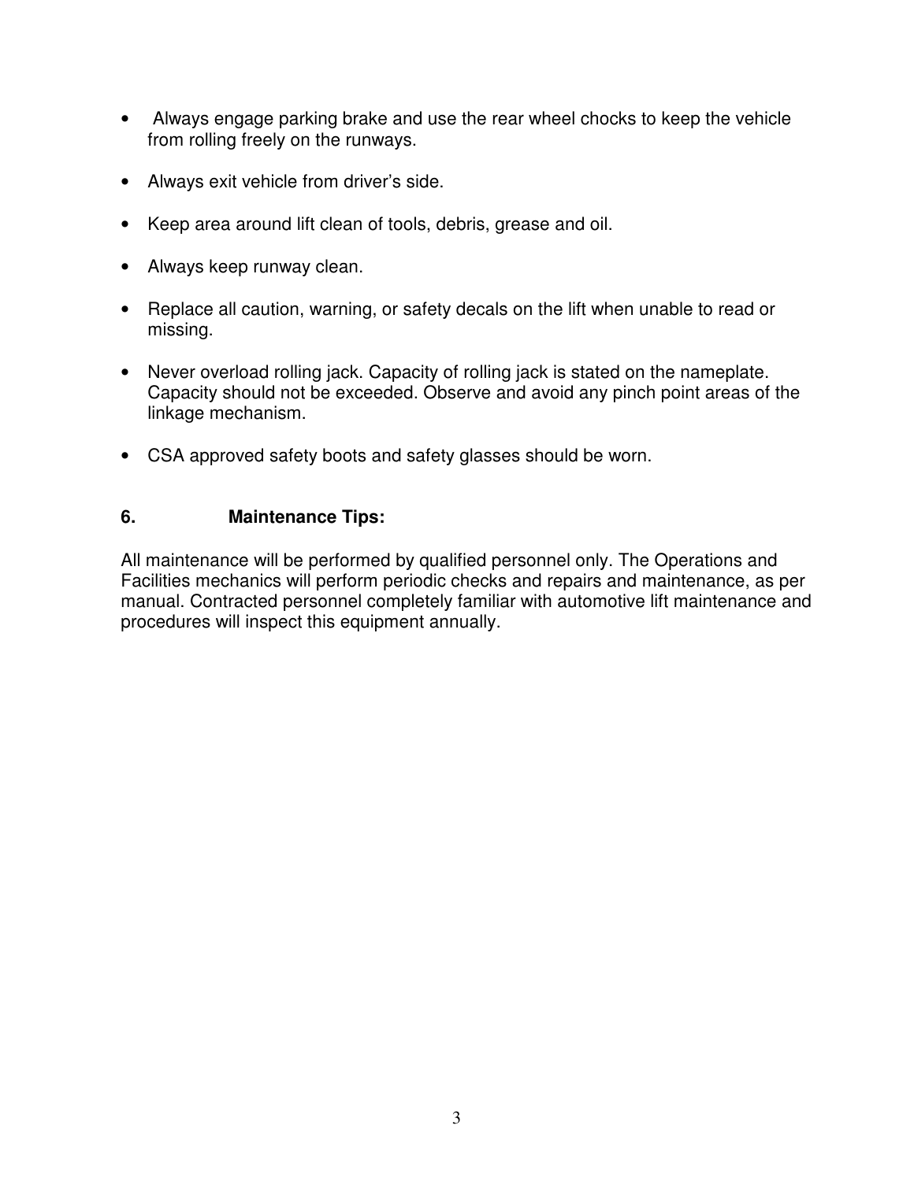- Always engage parking brake and use the rear wheel chocks to keep the vehicle from rolling freely on the runways.
- Always exit vehicle from driver's side.
- Keep area around lift clean of tools, debris, grease and oil.
- Always keep runway clean.
- Replace all caution, warning, or safety decals on the lift when unable to read or missing.
- Never overload rolling jack. Capacity of rolling jack is stated on the nameplate. Capacity should not be exceeded. Observe and avoid any pinch point areas of the linkage mechanism.
- CSA approved safety boots and safety glasses should be worn.

### 6. Maintenance Tips:

All maintenance will be performed by qualified personnel only. The Operations and Facilities mechanics will perform periodic checks and repairs and maintenance, as per manual. Contracted personnel completely familiar with automotive lift maintenance and procedures will inspect this equipment annually.